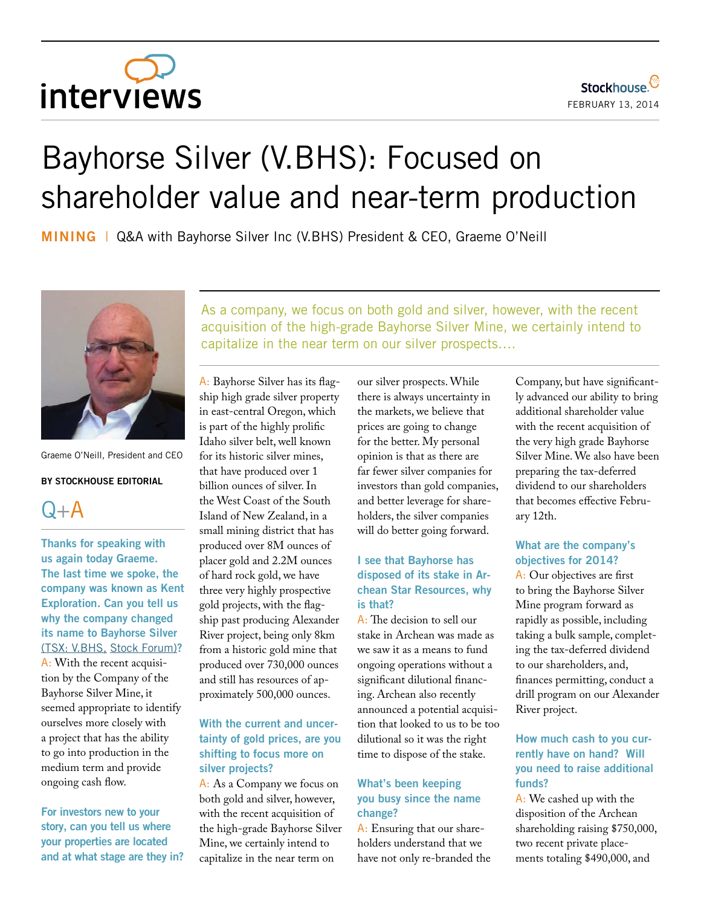# Bayhorse Silver (V.BHS): Focused on shareholder value and near-term production

**MINING** | Q&A with Bayhorse Silver Inc (V.BHS) President & CEO, Graeme O'Neill

Graeme O'Neill, President and CEO

**BY STOCKHOUSE EDITORIAL**

> As a company, we focus on both gold and silver, however, with the recent acquisition of the high-grade Bayhorse Silver Mine, we certainly intend to capitalize in the near term on our silver prospects....

## Q+A

**Thanks for speaking with us again today Graeme. The last time we spoke, the company was known as Kent Exploration. Can you tell us why the company changed its name to Bayhorse Silver (TSX: V.BHS, Stock Forum)?**

A: With the recent acquisition by the Company of the Bayhorse Silver Mine, it seemed appropriate to identify ourselves more closely with a project that has the ability to go into production in the medium term and provide ongoing cash flow.

**For investors new to your story, can you tell us where your properties are located and at what stage are they in?**

A: Bayhorse Silver has its flagship high grade silver property in east-central Oregon, which is part of the highly prolific Idaho silver belt, well known for its historic silver mines, that have produced over 1 billion ounces of silver. In the West Coast of the South Island of New Zealand, in a small mining district that has produced over 8M ounces of placer gold and 2.2M ounces of hard rock gold, we have three very highly prospective gold projects, with the flagship past producing Alexander River project, being only 8km from a historic gold mine that produced over 730,000 ounces and still has resources of approximately 500,000 ounces.

**With the current and uncertainty of gold prices, are you shifting to focus more on silver projects?**

A: As a Company we focus on both gold and silver, however, with the recent acquisition of the high-grade Bayhorse Silver Mine, we certainly intend to capitalize in the near term on our silver prospects. While there is always uncertainty in the markets, we believe that prices are going to change for the better. My personal opinion is that as there are far fewer silver companies for investors than gold companies, and better leverage for shareholders, the silver companies will do better going forward.

**I see that Bayhorse has disposed of its stake in Archean Star Resources, why is that?**

A: The decision to sell our stake in Archean was made as we saw it as a means to fund ongoing operations without a significant dilutional financing. Archean also recently announced a potential acquisition that looked to us to be too dilutional so it was the right time to dispose of the stake.

**What's been keeping you busy since the name change?**

A: Ensuring that our shareholders understand that we have not only re-branded the Company, but have significantly advanced our ability to bring additional shareholder value with the recent acquisition of the very high grade Bayhorse Silver Mine. We also have been preparing the tax-deferred dividend to our shareholders that becomes effective February 12th.

**What are the company's objectives for 2014?**

A: Our objectives are first to bring the Bayhorse Silver Mine program forward as rapidly as possible, including taking a bulk sample, completing the tax-deferred dividend to our shareholders, and, finances permitting, conduct a drill program on our Alexander River project.

**How much cash to you currently have on hand? Will you need to raise additional funds?**

A: We cashed up with the disposition of the Archean shareholding raising $750,000, two recent private placements totaling $490,000, and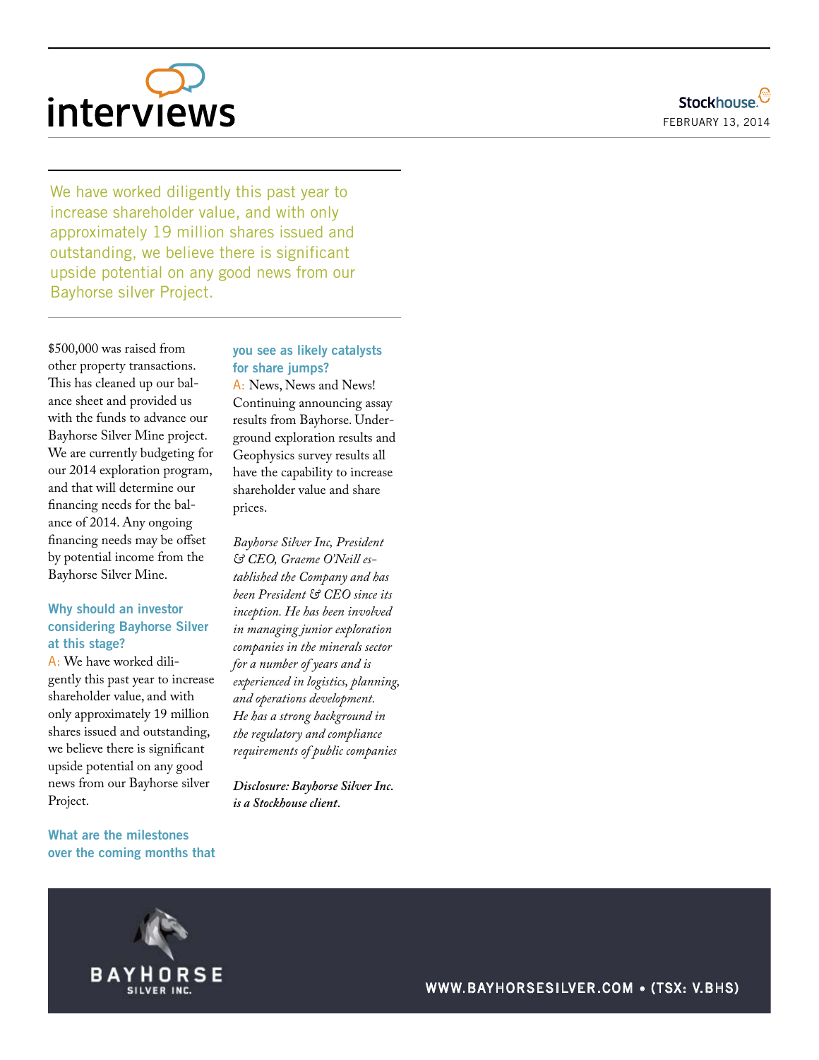> We have worked diligently this past year to increase shareholder value, and with only approximately 19 million shares issued and outstanding, we believe there is significant upside potential on any good news from our Bayhorse silver Project.

$500,000 was raised from other property transactions. This has cleaned up our balance sheet and provided us with the funds to advance our Bayhorse Silver Mine project. We are currently budgeting for our 2014 exploration program, and that will determine our financing needs for the balance of 2014. Any ongoing financing needs may be offset by potential income from the Bayhorse Silver Mine.

### Why should an investor considering Bayhorse Silver at this stage?

A: We have worked diligently this past year to increase shareholder value, and with only approximately 19 million shares issued and outstanding, we believe there is significant upside potential on any good news from our Bayhorse silver Project.

### What are the milestones over the coming months that you see as likely catalysts for share jumps?

A: News, News and News! Continuing announcing assay results from Bayhorse. Underground exploration results and Geophysics survey results all have the capability to increase shareholder value and share prices.

*Bayhorse Silver Inc, President & CEO, Graeme O'Neill established the Company and has been President & CEO since its inception. He has been involved in managing junior exploration companies in the minerals sector for a number of years and is experienced in logistics, planning, and operations development. He has a strong background in the regulatory and compliance requirements of public companies*

***Disclosure: Bayhorse Silver Inc. is a Stockhouse client.***

BAYHORSE SILVER INC.

WWW.BAYHORSESILVER.COM • (TSX: V.BHS)